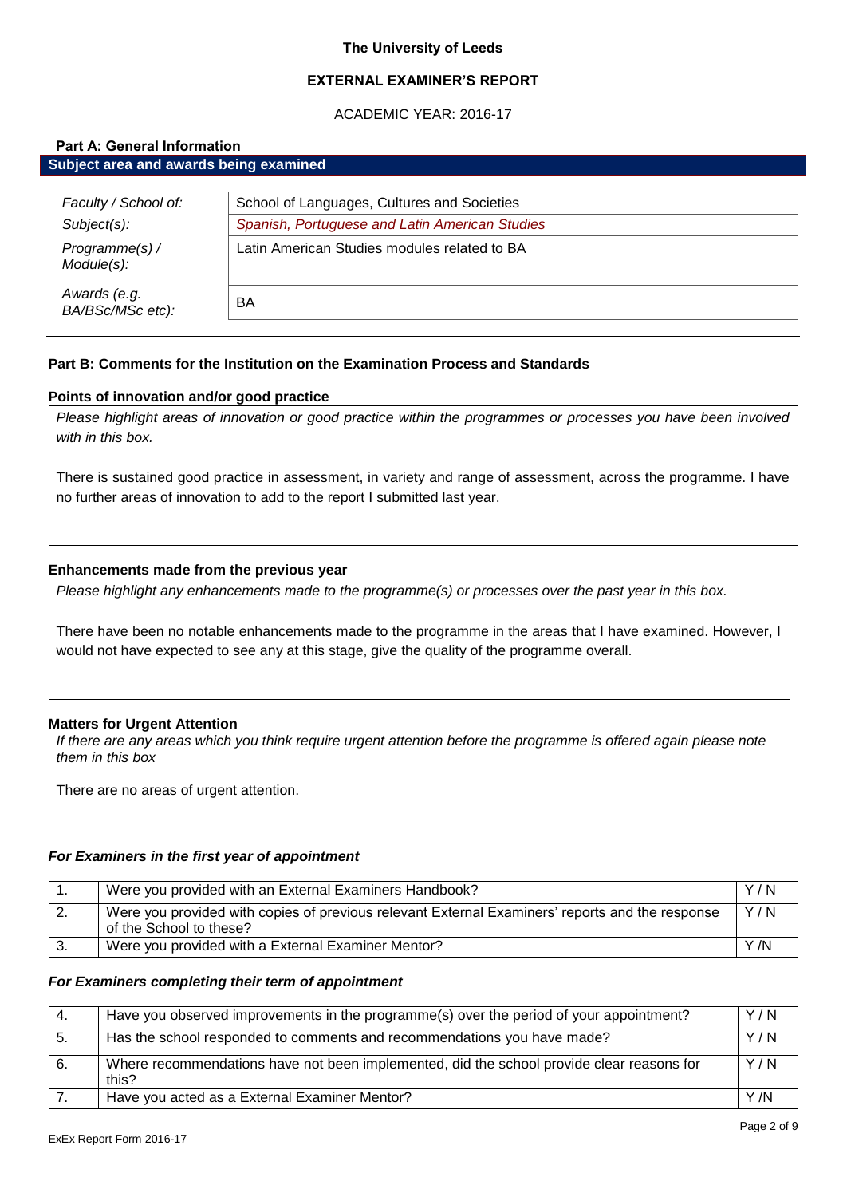**The University of Leeds**

**EXTERNAL EXAMINER'S REPORT**

ACADEMIC YEAR: 2016-17

## Part A: General Information

**Subject area and awards being examined**

| | |
|---|---|
| *Faculty / School of:* | School of Languages, Cultures and Societies |
| *Subject(s):* | *Spanish, Portuguese and Latin American Studies* |
| *Programme(s) / Module(s):* | Latin American Studies modules related to BA |
| *Awards (e.g. BA/BSc/MSc etc):* | BA |

## Part B: Comments for the Institution on the Examination Process and Standards

### Points of innovation and/or good practice

*Please highlight areas of innovation or good practice within the programmes or processes you have been involved with in this box.*

There is sustained good practice in assessment, in variety and range of assessment, across the programme. I have no further areas of innovation to add to the report I submitted last year.

### Enhancements made from the previous year

*Please highlight any enhancements made to the programme(s) or processes over the past year in this box.*

There have been no notable enhancements made to the programme in the areas that I have examined. However, I would not have expected to see any at this stage, give the quality of the programme overall.

### Matters for Urgent Attention

*If there are any areas which you think require urgent attention before the programme is offered again please note them in this box*

There are no areas of urgent attention.

### *For Examiners in the first year of appointment*

| | | |
|---|---|---|
| 1. | Were you provided with an External Examiners Handbook? | Y / N |
| 2. | Were you provided with copies of previous relevant External Examiners' reports and the response of the School to these? | Y / N |
| 3. | Were you provided with a External Examiner Mentor? | Y /N |

### *For Examiners completing their term of appointment*

| | | |
|---|---|---|
| 4. | Have you observed improvements in the programme(s) over the period of your appointment? | Y / N |
| 5. | Has the school responded to comments and recommendations you have made? | Y / N |
| 6. | Where recommendations have not been implemented, did the school provide clear reasons for this? | Y / N |
| 7. | Have you acted as a External Examiner Mentor? | Y /N |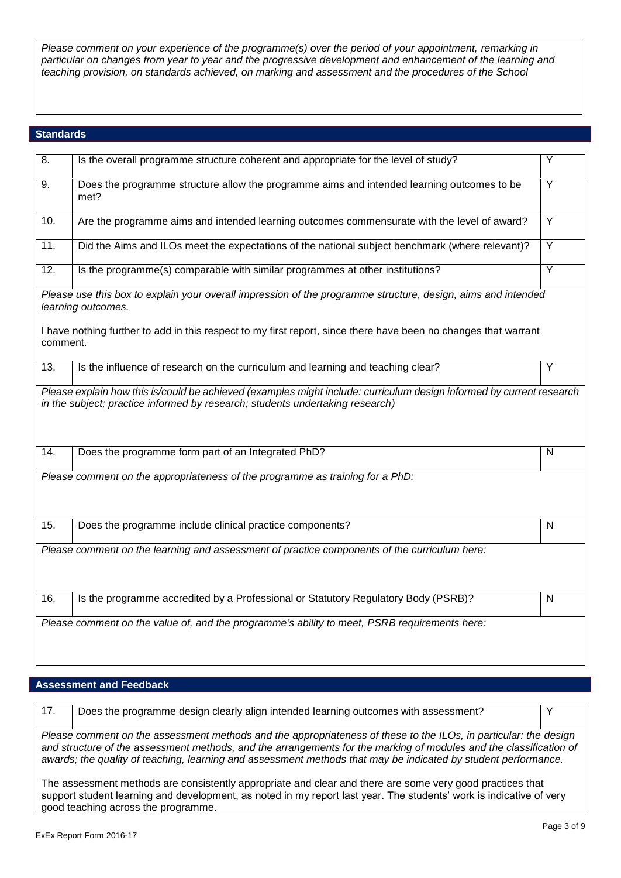*Please comment on your experience of the programme(s) over the period of your appointment, remarking in particular on changes from year to year and the progressive development and enhancement of the learning and teaching provision, on standards achieved, on marking and assessment and the procedures of the School*

## Standards

| | | |
|---|---|---|
| 8. | Is the overall programme structure coherent and appropriate for the level of study? | Y |
| 9. | Does the programme structure allow the programme aims and intended learning outcomes to be met? | Y |
| 10. | Are the programme aims and intended learning outcomes commensurate with the level of award? | Y |
| 11. | Did the Aims and ILOs meet the expectations of the national subject benchmark (where relevant)? | Y |
| 12. | Is the programme(s) comparable with similar programmes at other institutions? | Y |

*Please use this box to explain your overall impression of the programme structure, design, aims and intended learning outcomes.*

I have nothing further to add in this respect to my first report, since there have been no changes that warrant comment.

| | | |
|---|---|---|
| 13. | Is the influence of research on the curriculum and learning and teaching clear? | Y |

*Please explain how this is/could be achieved (examples might include: curriculum design informed by current research in the subject; practice informed by research; students undertaking research)*

| | | |
|---|---|---|
| 14. | Does the programme form part of an Integrated PhD? | N |

*Please comment on the appropriateness of the programme as training for a PhD:*

| | | |
|---|---|---|
| 15. | Does the programme include clinical practice components? | N |

*Please comment on the learning and assessment of practice components of the curriculum here:*

| | | |
|---|---|---|
| 16. | Is the programme accredited by a Professional or Statutory Regulatory Body (PSRB)? | N |

*Please comment on the value of, and the programme's ability to meet, PSRB requirements here:*

## Assessment and Feedback

| | | |
|---|---|---|
| 17. | Does the programme design clearly align intended learning outcomes with assessment? | Y |

*Please comment on the assessment methods and the appropriateness of these to the ILOs, in particular: the design and structure of the assessment methods, and the arrangements for the marking of modules and the classification of awards; the quality of teaching, learning and assessment methods that may be indicated by student performance.*

The assessment methods are consistently appropriate and clear and there are some very good practices that support student learning and development, as noted in my report last year. The students' work is indicative of very good teaching across the programme.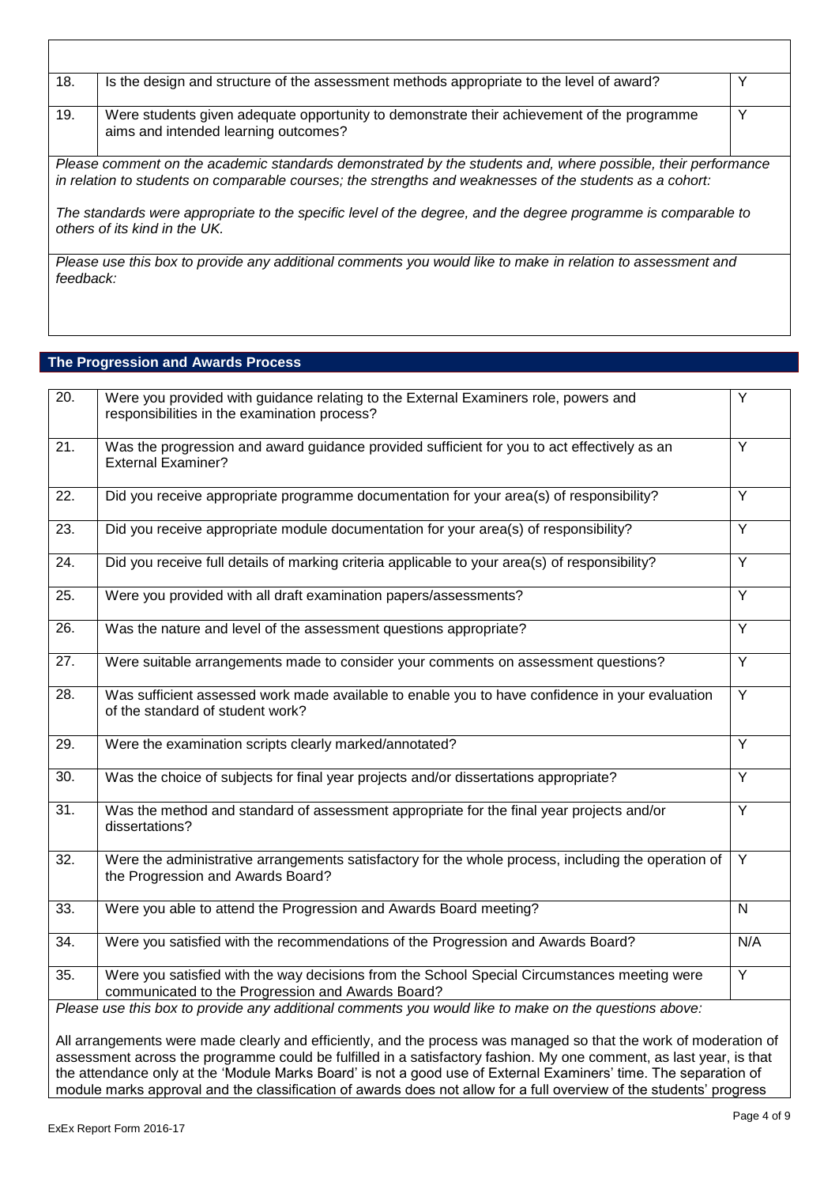| | | |
|---|---|---|
| 18. | Is the design and structure of the assessment methods appropriate to the level of award? | Y |
| 19. | Were students given adequate opportunity to demonstrate their achievement of the programme aims and intended learning outcomes? | Y |

*Please comment on the academic standards demonstrated by the students and, where possible, their performance in relation to students on comparable courses; the strengths and weaknesses of the students as a cohort:*

*The standards were appropriate to the specific level of the degree, and the degree programme is comparable to others of its kind in the UK.*

*Please use this box to provide any additional comments you would like to make in relation to assessment and feedback:*

## The Progression and Awards Process

| | | |
|---|---|---|
| 20. | Were you provided with guidance relating to the External Examiners role, powers and responsibilities in the examination process? | Y |
| 21. | Was the progression and award guidance provided sufficient for you to act effectively as an External Examiner? | Y |
| 22. | Did you receive appropriate programme documentation for your area(s) of responsibility? | Y |
| 23. | Did you receive appropriate module documentation for your area(s) of responsibility? | Y |
| 24. | Did you receive full details of marking criteria applicable to your area(s) of responsibility? | Y |
| 25. | Were you provided with all draft examination papers/assessments? | Y |
| 26. | Was the nature and level of the assessment questions appropriate? | Y |
| 27. | Were suitable arrangements made to consider your comments on assessment questions? | Y |
| 28. | Was sufficient assessed work made available to enable you to have confidence in your evaluation of the standard of student work? | Y |
| 29. | Were the examination scripts clearly marked/annotated? | Y |
| 30. | Was the choice of subjects for final year projects and/or dissertations appropriate? | Y |
| 31. | Was the method and standard of assessment appropriate for the final year projects and/or dissertations? | Y |
| 32. | Were the administrative arrangements satisfactory for the whole process, including the operation of the Progression and Awards Board? | Y |
| 33. | Were you able to attend the Progression and Awards Board meeting? | N |
| 34. | Were you satisfied with the recommendations of the Progression and Awards Board? | N/A |
| 35. | Were you satisfied with the way decisions from the School Special Circumstances meeting were communicated to the Progression and Awards Board? | Y |

*Please use this box to provide any additional comments you would like to make on the questions above:*

All arrangements were made clearly and efficiently, and the process was managed so that the work of moderation of assessment across the programme could be fulfilled in a satisfactory fashion. My one comment, as last year, is that the attendance only at the 'Module Marks Board' is not a good use of External Examiners' time. The separation of module marks approval and the classification of awards does not allow for a full overview of the students' progress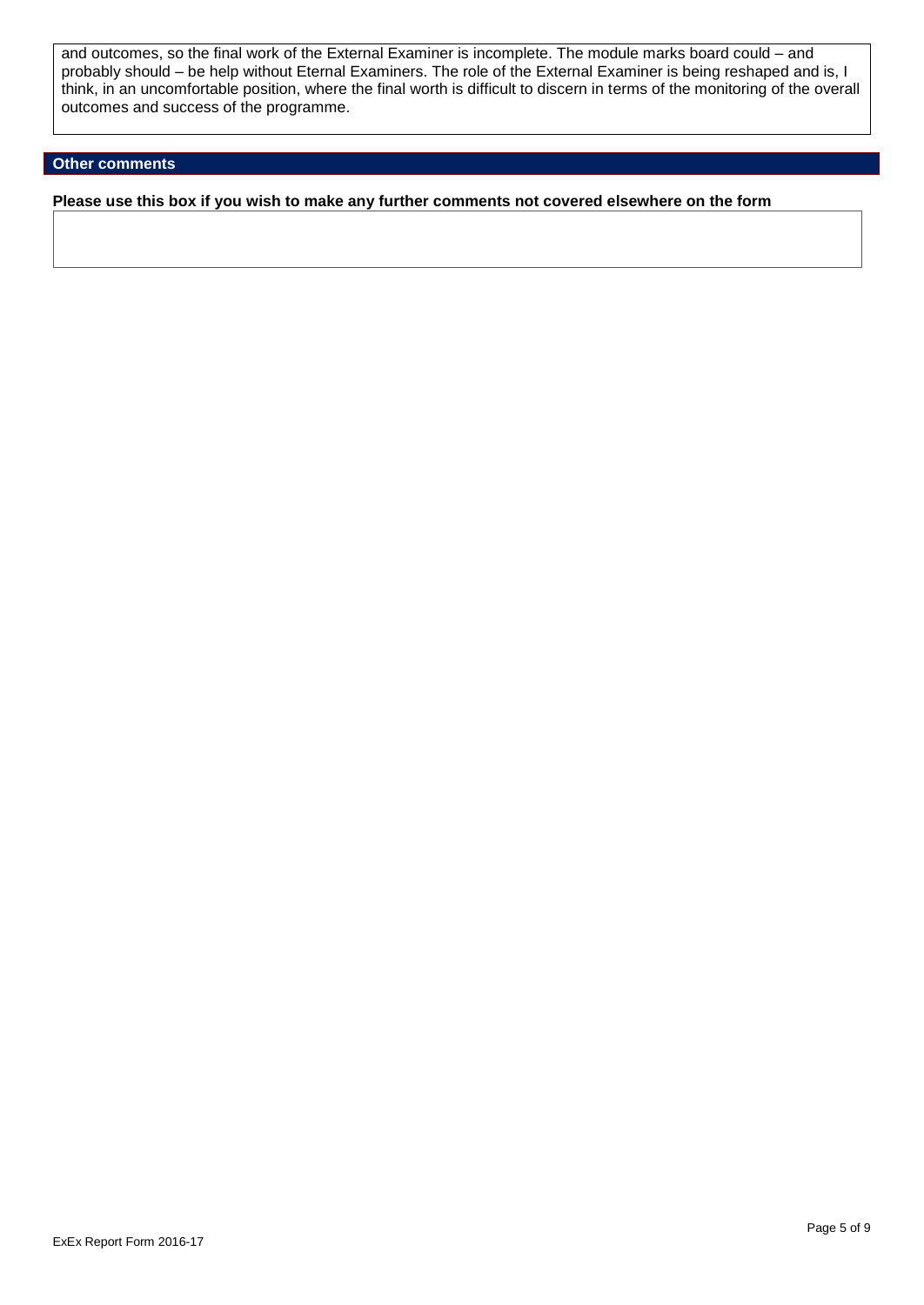and outcomes, so the final work of the External Examiner is incomplete. The module marks board could – and probably should – be help without Eternal Examiners. The role of the External Examiner is being reshaped and is, I think, in an uncomfortable position, where the final worth is difficult to discern in terms of the monitoring of the overall outcomes and success of the programme.

## Other comments

**Please use this box if you wish to make any further comments not covered elsewhere on the form**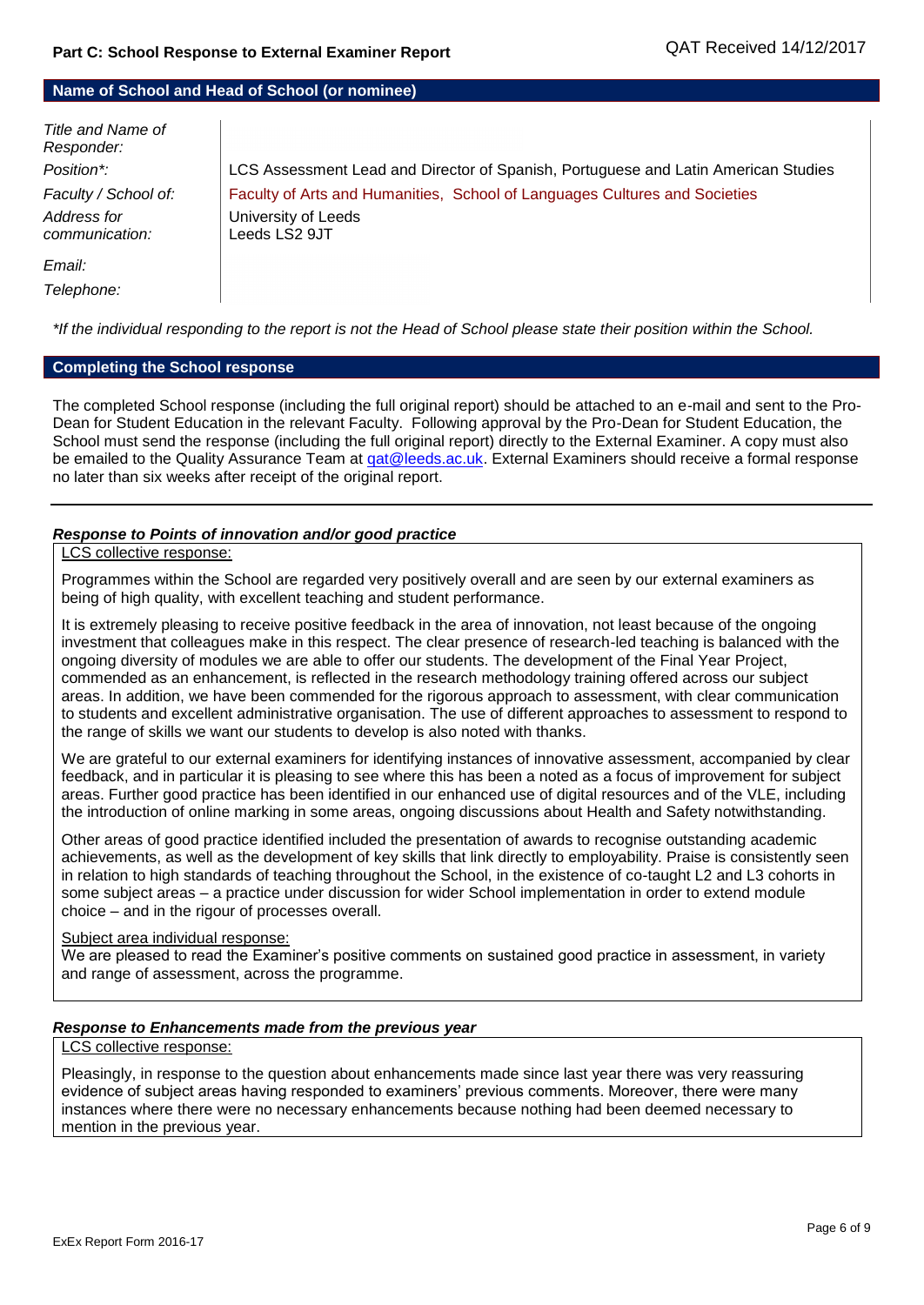## Part C: School Response to External Examiner Report

QAT Received 14/12/2017

### Name of School and Head of School (or nominee)

| | |
|---|---|
| *Title and Name of Responder:* | |
| *Position\*:* | LCS Assessment Lead and Director of Spanish, Portuguese and Latin American Studies |
| *Faculty / School of:* | Faculty of Arts and Humanities, School of Languages Cultures and Societies |
| *Address for communication:* | University of Leeds<br>Leeds LS2 9JT |
| *Email:* | |
| *Telephone:* | |

*\*If the individual responding to the report is not the Head of School please state their position within the School.*

### Completing the School response

The completed School response (including the full original report) should be attached to an e-mail and sent to the Pro-Dean for Student Education in the relevant Faculty. Following approval by the Pro-Dean for Student Education, the School must send the response (including the full original report) directly to the External Examiner. A copy must also be emailed to the Quality Assurance Team at qat@leeds.ac.uk. External Examiners should receive a formal response no later than six weeks after receipt of the original report.

---

***Response to Points of innovation and/or good practice***

LCS collective response:

Programmes within the School are regarded very positively overall and are seen by our external examiners as being of high quality, with excellent teaching and student performance.

It is extremely pleasing to receive positive feedback in the area of innovation, not least because of the ongoing investment that colleagues make in this respect. The clear presence of research-led teaching is balanced with the ongoing diversity of modules we are able to offer our students. The development of the Final Year Project, commended as an enhancement, is reflected in the research methodology training offered across our subject areas. In addition, we have been commended for the rigorous approach to assessment, with clear communication to students and excellent administrative organisation. The use of different approaches to assessment to respond to the range of skills we want our students to develop is also noted with thanks.

We are grateful to our external examiners for identifying instances of innovative assessment, accompanied by clear feedback, and in particular it is pleasing to see where this has been a noted as a focus of improvement for subject areas. Further good practice has been identified in our enhanced use of digital resources and of the VLE, including the introduction of online marking in some areas, ongoing discussions about Health and Safety notwithstanding.

Other areas of good practice identified included the presentation of awards to recognise outstanding academic achievements, as well as the development of key skills that link directly to employability. Praise is consistently seen in relation to high standards of teaching throughout the School, in the existence of co-taught L2 and L3 cohorts in some subject areas – a practice under discussion for wider School implementation in order to extend module choice – and in the rigour of processes overall.

Subject area individual response:

We are pleased to read the Examiner's positive comments on sustained good practice in assessment, in variety and range of assessment, across the programme.

***Response to Enhancements made from the previous year***

LCS collective response:

Pleasingly, in response to the question about enhancements made since last year there was very reassuring evidence of subject areas having responded to examiners' previous comments. Moreover, there were many instances where there were no necessary enhancements because nothing had been deemed necessary to mention in the previous year.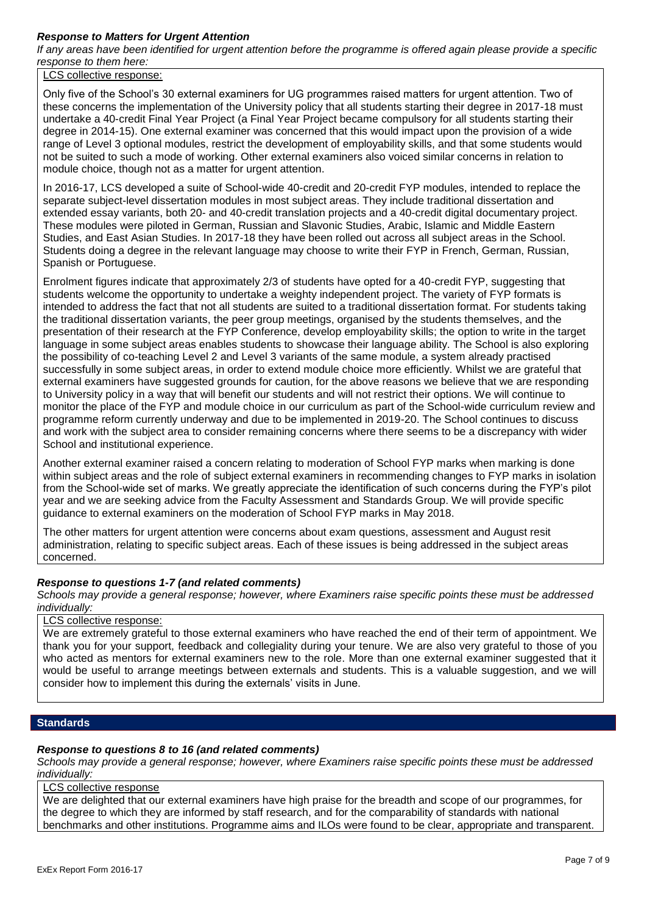### *Response to Matters for Urgent Attention*

*If any areas have been identified for urgent attention before the programme is offered again please provide a specific response to them here:*

LCS collective response:

Only five of the School's 30 external examiners for UG programmes raised matters for urgent attention. Two of these concerns the implementation of the University policy that all students starting their degree in 2017-18 must undertake a 40-credit Final Year Project (a Final Year Project became compulsory for all students starting their degree in 2014-15). One external examiner was concerned that this would impact upon the provision of a wide range of Level 3 optional modules, restrict the development of employability skills, and that some students would not be suited to such a mode of working. Other external examiners also voiced similar concerns in relation to module choice, though not as a matter for urgent attention.

In 2016-17, LCS developed a suite of School-wide 40-credit and 20-credit FYP modules, intended to replace the separate subject-level dissertation modules in most subject areas. They include traditional dissertation and extended essay variants, both 20- and 40-credit translation projects and a 40-credit digital documentary project. These modules were piloted in German, Russian and Slavonic Studies, Arabic, Islamic and Middle Eastern Studies, and East Asian Studies. In 2017-18 they have been rolled out across all subject areas in the School. Students doing a degree in the relevant language may choose to write their FYP in French, German, Russian, Spanish or Portuguese.

Enrolment figures indicate that approximately 2/3 of students have opted for a 40-credit FYP, suggesting that students welcome the opportunity to undertake a weighty independent project. The variety of FYP formats is intended to address the fact that not all students are suited to a traditional dissertation format. For students taking the traditional dissertation variants, the peer group meetings, organised by the students themselves, and the presentation of their research at the FYP Conference, develop employability skills; the option to write in the target language in some subject areas enables students to showcase their language ability. The School is also exploring the possibility of co-teaching Level 2 and Level 3 variants of the same module, a system already practised successfully in some subject areas, in order to extend module choice more efficiently. Whilst we are grateful that external examiners have suggested grounds for caution, for the above reasons we believe that we are responding to University policy in a way that will benefit our students and will not restrict their options. We will continue to monitor the place of the FYP and module choice in our curriculum as part of the School-wide curriculum review and programme reform currently underway and due to be implemented in 2019-20. The School continues to discuss and work with the subject area to consider remaining concerns where there seems to be a discrepancy with wider School and institutional experience.

Another external examiner raised a concern relating to moderation of School FYP marks when marking is done within subject areas and the role of subject external examiners in recommending changes to FYP marks in isolation from the School-wide set of marks. We greatly appreciate the identification of such concerns during the FYP's pilot year and we are seeking advice from the Faculty Assessment and Standards Group. We will provide specific guidance to external examiners on the moderation of School FYP marks in May 2018.

The other matters for urgent attention were concerns about exam questions, assessment and August resit administration, relating to specific subject areas. Each of these issues is being addressed in the subject areas concerned.

### *Response to questions 1-7 (and related comments)*

*Schools may provide a general response; however, where Examiners raise specific points these must be addressed individually:*

LCS collective response:

We are extremely grateful to those external examiners who have reached the end of their term of appointment. We thank you for your support, feedback and collegiality during your tenure. We are also very grateful to those of you who acted as mentors for external examiners new to the role. More than one external examiner suggested that it would be useful to arrange meetings between externals and students. This is a valuable suggestion, and we will consider how to implement this during the externals' visits in June.

## Standards

### *Response to questions 8 to 16 (and related comments)*

*Schools may provide a general response; however, where Examiners raise specific points these must be addressed individually:*

LCS collective response

We are delighted that our external examiners have high praise for the breadth and scope of our programmes, for the degree to which they are informed by staff research, and for the comparability of standards with national benchmarks and other institutions. Programme aims and ILOs were found to be clear, appropriate and transparent.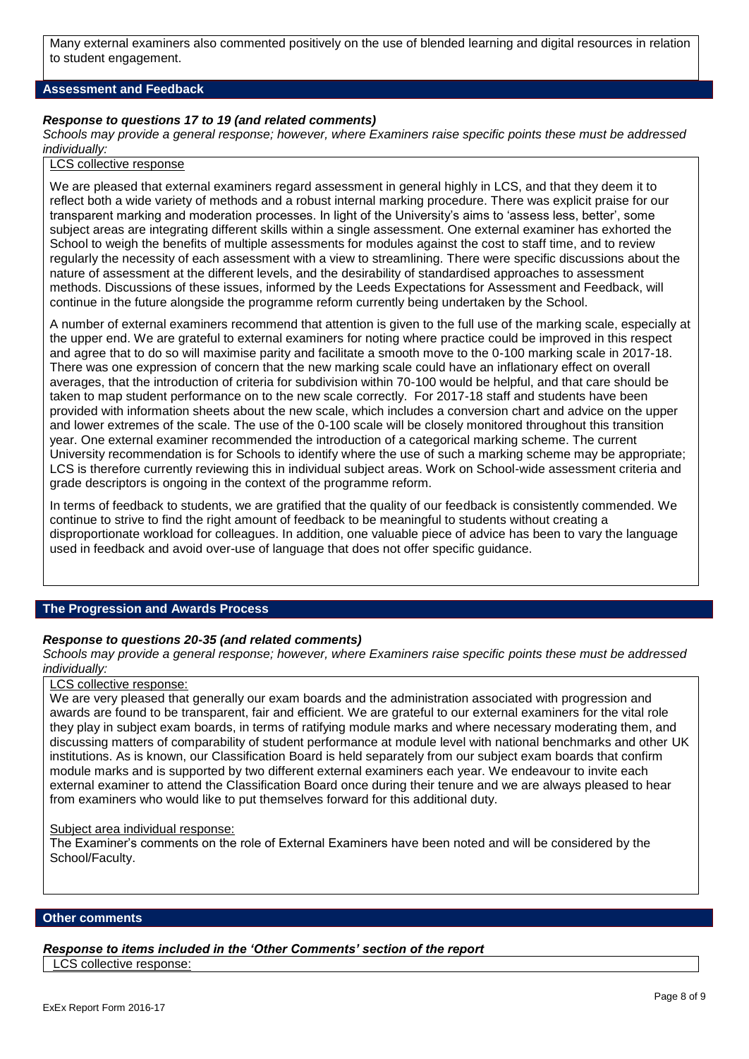Many external examiners also commented positively on the use of blended learning and digital resources in relation to student engagement.

## Assessment and Feedback

***Response to questions 17 to 19 (and related comments)***

*Schools may provide a general response; however, where Examiners raise specific points these must be addressed individually:*

LCS collective response

We are pleased that external examiners regard assessment in general highly in LCS, and that they deem it to reflect both a wide variety of methods and a robust internal marking procedure. There was explicit praise for our transparent marking and moderation processes. In light of the University's aims to 'assess less, better', some subject areas are integrating different skills within a single assessment. One external examiner has exhorted the School to weigh the benefits of multiple assessments for modules against the cost to staff time, and to review regularly the necessity of each assessment with a view to streamlining. There were specific discussions about the nature of assessment at the different levels, and the desirability of standardised approaches to assessment methods. Discussions of these issues, informed by the Leeds Expectations for Assessment and Feedback, will continue in the future alongside the programme reform currently being undertaken by the School.

A number of external examiners recommend that attention is given to the full use of the marking scale, especially at the upper end. We are grateful to external examiners for noting where practice could be improved in this respect and agree that to do so will maximise parity and facilitate a smooth move to the 0-100 marking scale in 2017-18. There was one expression of concern that the new marking scale could have an inflationary effect on overall averages, that the introduction of criteria for subdivision within 70-100 would be helpful, and that care should be taken to map student performance on to the new scale correctly. For 2017-18 staff and students have been provided with information sheets about the new scale, which includes a conversion chart and advice on the upper and lower extremes of the scale. The use of the 0-100 scale will be closely monitored throughout this transition year. One external examiner recommended the introduction of a categorical marking scheme. The current University recommendation is for Schools to identify where the use of such a marking scheme may be appropriate; LCS is therefore currently reviewing this in individual subject areas. Work on School-wide assessment criteria and grade descriptors is ongoing in the context of the programme reform.

In terms of feedback to students, we are gratified that the quality of our feedback is consistently commended. We continue to strive to find the right amount of feedback to be meaningful to students without creating a disproportionate workload for colleagues. In addition, one valuable piece of advice has been to vary the language used in feedback and avoid over-use of language that does not offer specific guidance.

## The Progression and Awards Process

***Response to questions 20-35 (and related comments)***

*Schools may provide a general response; however, where Examiners raise specific points these must be addressed individually:*

LCS collective response:

We are very pleased that generally our exam boards and the administration associated with progression and awards are found to be transparent, fair and efficient. We are grateful to our external examiners for the vital role they play in subject exam boards, in terms of ratifying module marks and where necessary moderating them, and discussing matters of comparability of student performance at module level with national benchmarks and other UK institutions. As is known, our Classification Board is held separately from our subject exam boards that confirm module marks and is supported by two different external examiners each year. We endeavour to invite each external examiner to attend the Classification Board once during their tenure and we are always pleased to hear from examiners who would like to put themselves forward for this additional duty.

Subject area individual response:

The Examiner's comments on the role of External Examiners have been noted and will be considered by the School/Faculty.

## Other comments

***Response to items included in the 'Other Comments' section of the report***

LCS collective response: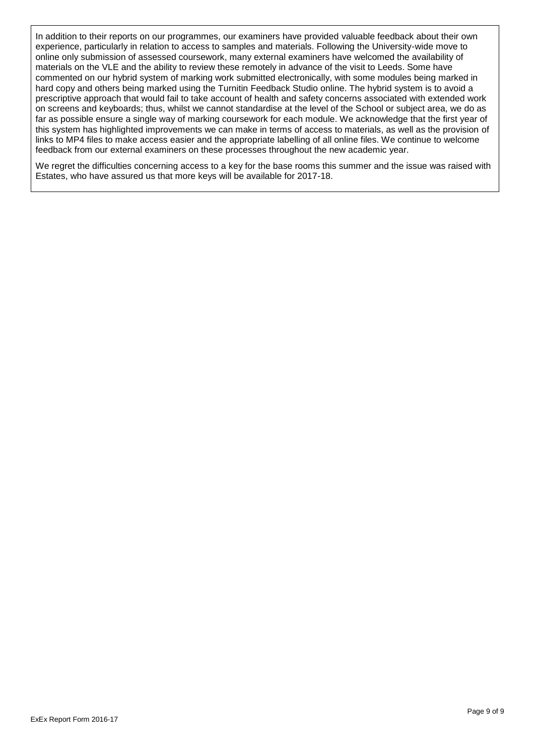In addition to their reports on our programmes, our examiners have provided valuable feedback about their own experience, particularly in relation to access to samples and materials. Following the University-wide move to online only submission of assessed coursework, many external examiners have welcomed the availability of materials on the VLE and the ability to review these remotely in advance of the visit to Leeds. Some have commented on our hybrid system of marking work submitted electronically, with some modules being marked in hard copy and others being marked using the Turnitin Feedback Studio online. The hybrid system is to avoid a prescriptive approach that would fail to take account of health and safety concerns associated with extended work on screens and keyboards; thus, whilst we cannot standardise at the level of the School or subject area, we do as far as possible ensure a single way of marking coursework for each module. We acknowledge that the first year of this system has highlighted improvements we can make in terms of access to materials, as well as the provision of links to MP4 files to make access easier and the appropriate labelling of all online files. We continue to welcome feedback from our external examiners on these processes throughout the new academic year.

We regret the difficulties concerning access to a key for the base rooms this summer and the issue was raised with Estates, who have assured us that more keys will be available for 2017-18.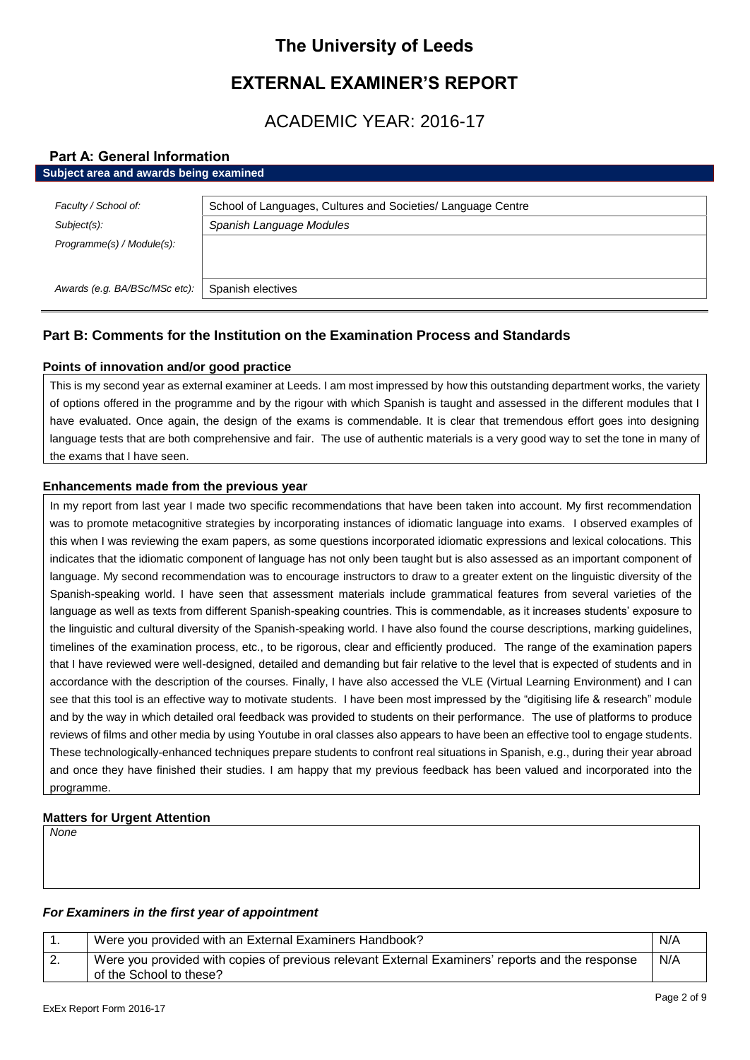# The University of Leeds

## EXTERNAL EXAMINER'S REPORT

## ACADEMIC YEAR: 2016-17

### Part A: General Information

**Subject area and awards being examined**

| | |
|---|---|
| *Faculty / School of:* | School of Languages, Cultures and Societies/ Language Centre |
| *Subject(s):* | *Spanish Language Modules* |
| *Programme(s) / Module(s):* | |
| *Awards (e.g. BA/BSc/MSc etc):* | Spanish electives |

### Part B: Comments for the Institution on the Examination Process and Standards

**Points of innovation and/or good practice**

This is my second year as external examiner at Leeds. I am most impressed by how this outstanding department works, the variety of options offered in the programme and by the rigour with which Spanish is taught and assessed in the different modules that I have evaluated. Once again, the design of the exams is commendable. It is clear that tremendous effort goes into designing language tests that are both comprehensive and fair. The use of authentic materials is a very good way to set the tone in many of the exams that I have seen.

**Enhancements made from the previous year**

In my report from last year I made two specific recommendations that have been taken into account. My first recommendation was to promote metacognitive strategies by incorporating instances of idiomatic language into exams. I observed examples of this when I was reviewing the exam papers, as some questions incorporated idiomatic expressions and lexical colocations. This indicates that the idiomatic component of language has not only been taught but is also assessed as an important component of language. My second recommendation was to encourage instructors to draw to a greater extent on the linguistic diversity of the Spanish-speaking world. I have seen that assessment materials include grammatical features from several varieties of the language as well as texts from different Spanish-speaking countries. This is commendable, as it increases students' exposure to the linguistic and cultural diversity of the Spanish-speaking world. I have also found the course descriptions, marking guidelines, timelines of the examination process, etc., to be rigorous, clear and efficiently produced. The range of the examination papers that I have reviewed were well-designed, detailed and demanding but fair relative to the level that is expected of students and in accordance with the description of the courses. Finally, I have also accessed the VLE (Virtual Learning Environment) and I can see that this tool is an effective way to motivate students. I have been most impressed by the "digitising life & research" module and by the way in which detailed oral feedback was provided to students on their performance. The use of platforms to produce reviews of films and other media by using Youtube in oral classes also appears to have been an effective tool to engage students. These technologically-enhanced techniques prepare students to confront real situations in Spanish, e.g., during their year abroad and once they have finished their studies. I am happy that my previous feedback has been valued and incorporated into the programme.

**Matters for Urgent Attention**

*None*

***For Examiners in the first year of appointment***

| | | |
|---|---|---|
| 1. | Were you provided with an External Examiners Handbook? | N/A |
| 2. | Were you provided with copies of previous relevant External Examiners' reports and the response of the School to these? | N/A |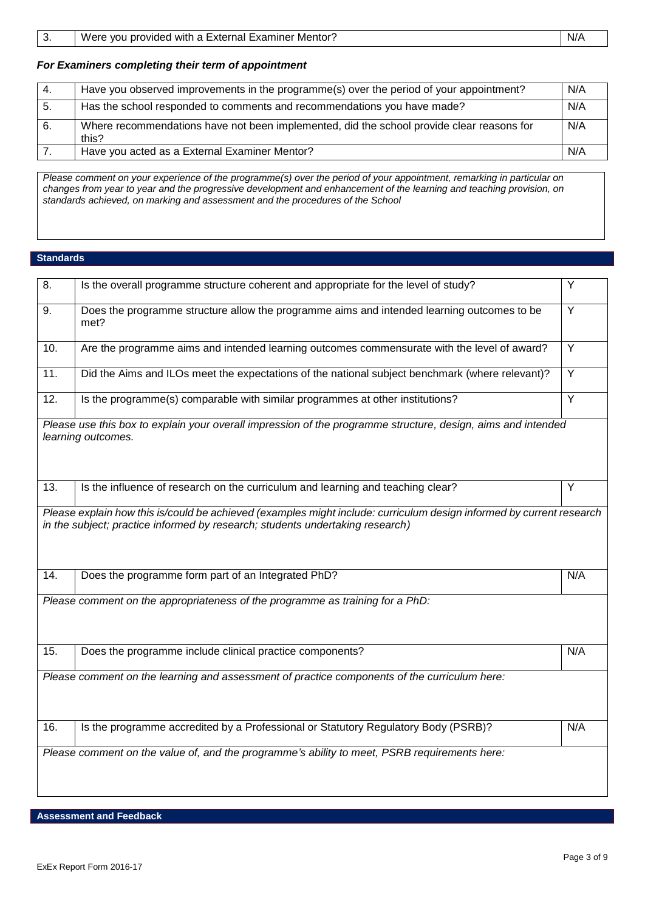| | | |
|---|---|---|
| 3. | Were you provided with a External Examiner Mentor? | N/A |

***For Examiners completing their term of appointment***

| | | |
|---|---|---|
| 4. | Have you observed improvements in the programme(s) over the period of your appointment? | N/A |
| 5. | Has the school responded to comments and recommendations you have made? | N/A |
| 6. | Where recommendations have not been implemented, did the school provide clear reasons for this? | N/A |
| 7. | Have you acted as a External Examiner Mentor? | N/A |

*Please comment on your experience of the programme(s) over the period of your appointment, remarking in particular on changes from year to year and the progressive development and enhancement of the learning and teaching provision, on standards achieved, on marking and assessment and the procedures of the School*

## Standards

| | | |
|---|---|---|
| 8. | Is the overall programme structure coherent and appropriate for the level of study? | Y |
| 9. | Does the programme structure allow the programme aims and intended learning outcomes to be met? | Y |
| 10. | Are the programme aims and intended learning outcomes commensurate with the level of award? | Y |
| 11. | Did the Aims and ILOs meet the expectations of the national subject benchmark (where relevant)? | Y |
| 12. | Is the programme(s) comparable with similar programmes at other institutions? | Y |

*Please use this box to explain your overall impression of the programme structure, design, aims and intended learning outcomes.*

| | | |
|---|---|---|
| 13. | Is the influence of research on the curriculum and learning and teaching clear? | Y |

*Please explain how this is/could be achieved (examples might include: curriculum design informed by current research in the subject; practice informed by research; students undertaking research)*

| | | |
|---|---|---|
| 14. | Does the programme form part of an Integrated PhD? | N/A |

*Please comment on the appropriateness of the programme as training for a PhD:*

| | | |
|---|---|---|
| 15. | Does the programme include clinical practice components? | N/A |

*Please comment on the learning and assessment of practice components of the curriculum here:*

| | | |
|---|---|---|
| 16. | Is the programme accredited by a Professional or Statutory Regulatory Body (PSRB)? | N/A |

*Please comment on the value of, and the programme's ability to meet, PSRB requirements here:*

## Assessment and Feedback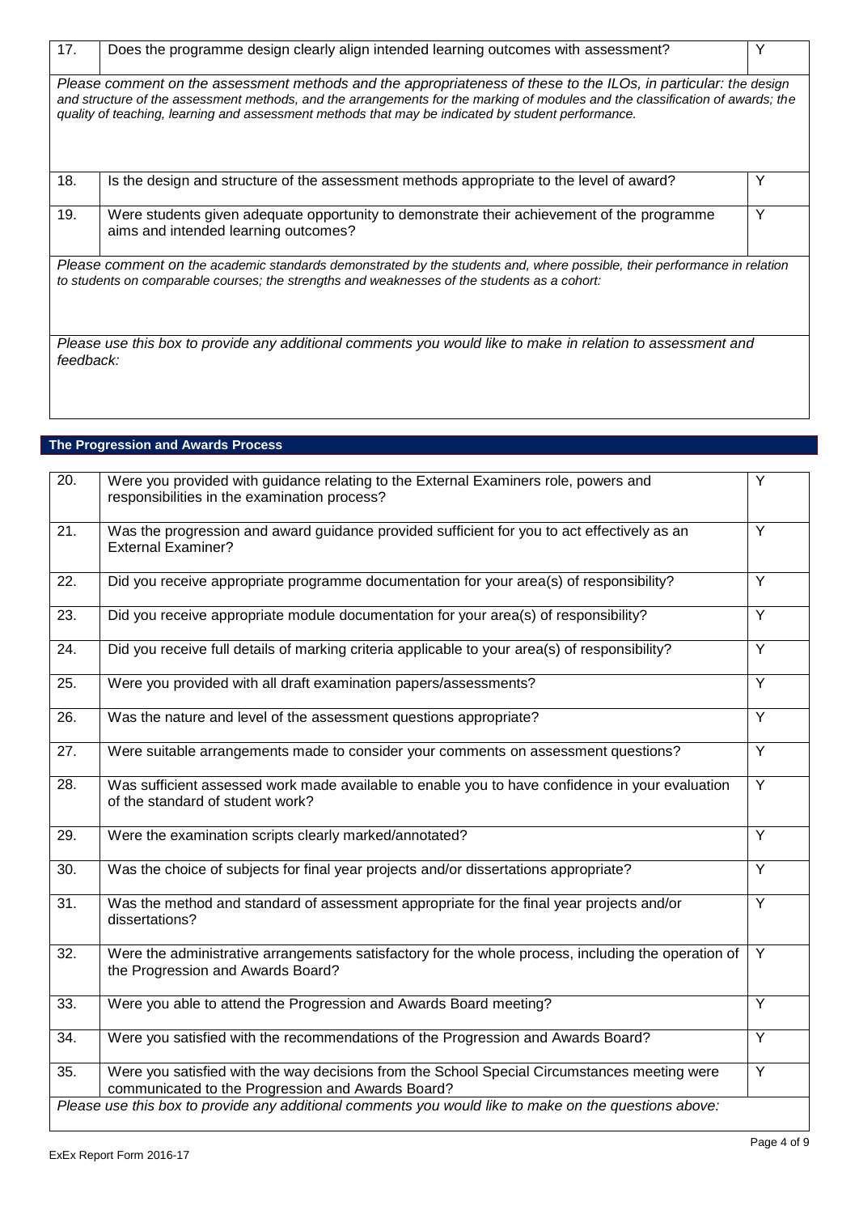| | | |
|---|---|---|
| 17. | Does the programme design clearly align intended learning outcomes with assessment? | Y |

*Please comment on the assessment methods and the appropriateness of these to the ILOs, in particular: the design and structure of the assessment methods, and the arrangements for the marking of modules and the classification of awards; the quality of teaching, learning and assessment methods that may be indicated by student performance.*

| | | |
|---|---|---|
| 18. | Is the design and structure of the assessment methods appropriate to the level of award? | Y |
| 19. | Were students given adequate opportunity to demonstrate their achievement of the programme aims and intended learning outcomes? | Y |

*Please comment on the academic standards demonstrated by the students and, where possible, their performance in relation to students on comparable courses; the strengths and weaknesses of the students as a cohort:*

*Please use this box to provide any additional comments you would like to make in relation to assessment and feedback:*

## The Progression and Awards Process

| | | |
|---|---|---|
| 20. | Were you provided with guidance relating to the External Examiners role, powers and responsibilities in the examination process? | Y |
| 21. | Was the progression and award guidance provided sufficient for you to act effectively as an External Examiner? | Y |
| 22. | Did you receive appropriate programme documentation for your area(s) of responsibility? | Y |
| 23. | Did you receive appropriate module documentation for your area(s) of responsibility? | Y |
| 24. | Did you receive full details of marking criteria applicable to your area(s) of responsibility? | Y |
| 25. | Were you provided with all draft examination papers/assessments? | Y |
| 26. | Was the nature and level of the assessment questions appropriate? | Y |
| 27. | Were suitable arrangements made to consider your comments on assessment questions? | Y |
| 28. | Was sufficient assessed work made available to enable you to have confidence in your evaluation of the standard of student work? | Y |
| 29. | Were the examination scripts clearly marked/annotated? | Y |
| 30. | Was the choice of subjects for final year projects and/or dissertations appropriate? | Y |
| 31. | Was the method and standard of assessment appropriate for the final year projects and/or dissertations? | Y |
| 32. | Were the administrative arrangements satisfactory for the whole process, including the operation of the Progression and Awards Board? | Y |
| 33. | Were you able to attend the Progression and Awards Board meeting? | Y |
| 34. | Were you satisfied with the recommendations of the Progression and Awards Board? | Y |
| 35. | Were you satisfied with the way decisions from the School Special Circumstances meeting were communicated to the Progression and Awards Board? | Y |

*Please use this box to provide any additional comments you would like to make on the questions above:*

ExEx Report Form 2016-17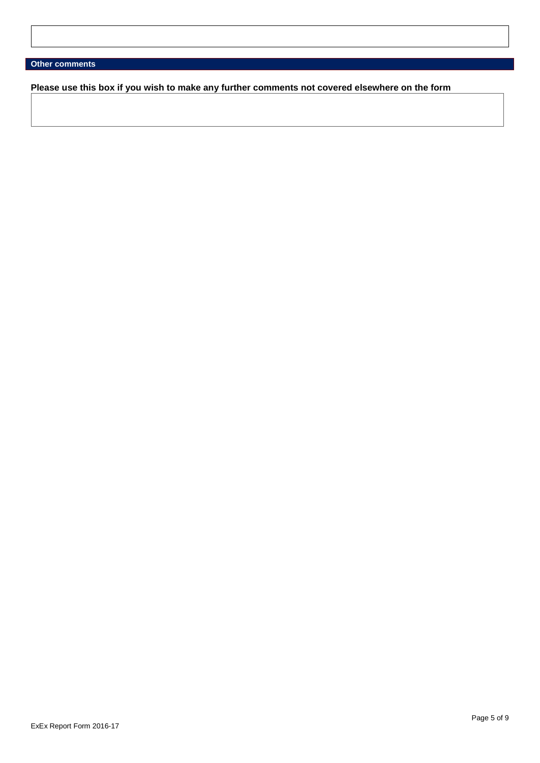## Other comments

**Please use this box if you wish to make any further comments not covered elsewhere on the form**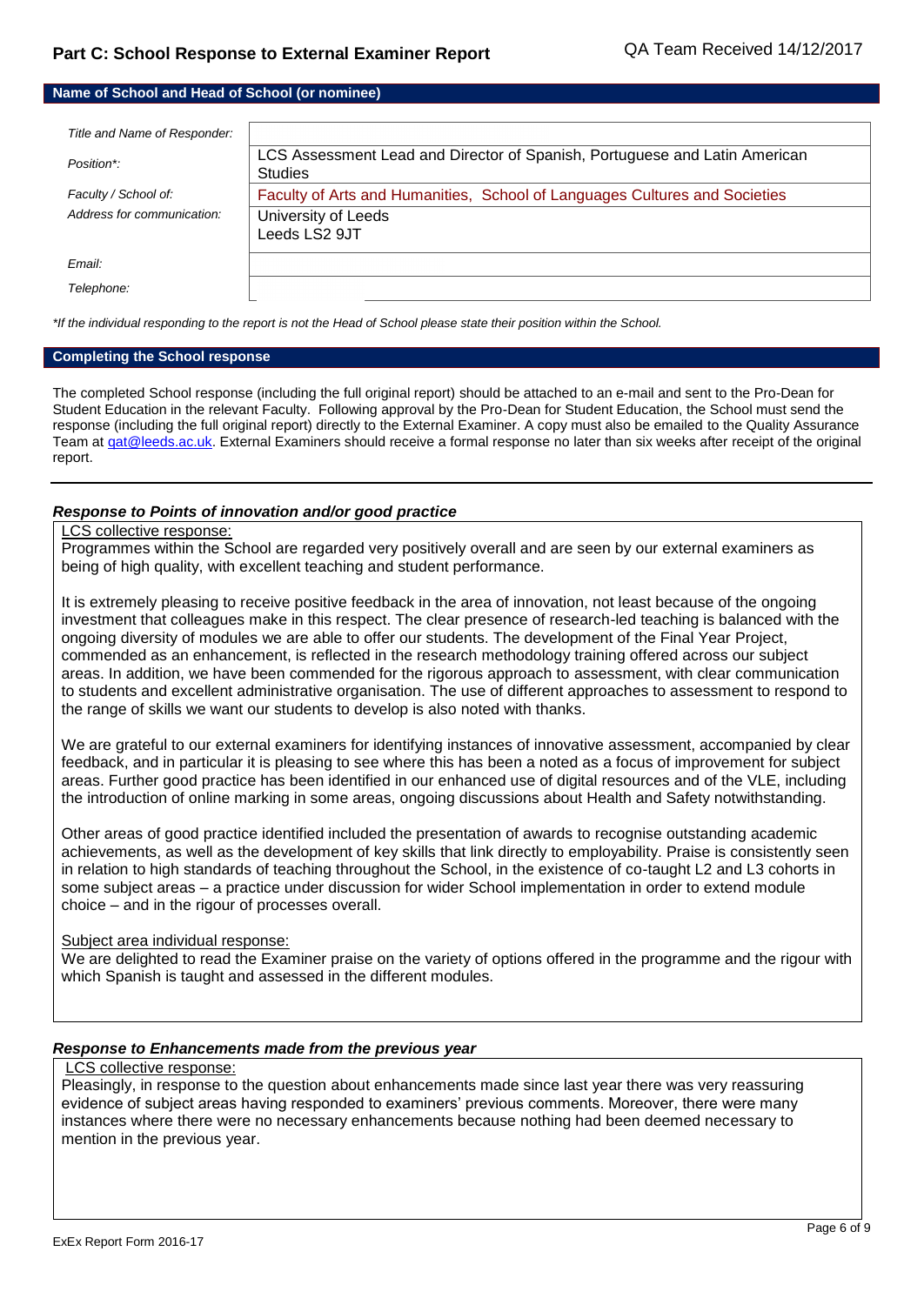## Part C: School Response to External Examiner Report

QA Team Received 14/12/2017

### Name of School and Head of School (or nominee)

| | |
|---|---|
| *Title and Name of Responder:* | |
| *Position\*:* | LCS Assessment Lead and Director of Spanish, Portuguese and Latin American Studies |
| *Faculty / School of:* | Faculty of Arts and Humanities, School of Languages Cultures and Societies |
| *Address for communication:* | University of Leeds<br>Leeds LS2 9JT |
| *Email:* | |
| *Telephone:* | |

*\*If the individual responding to the report is not the Head of School please state their position within the School.*

### Completing the School response

The completed School response (including the full original report) should be attached to an e-mail and sent to the Pro-Dean for Student Education in the relevant Faculty. Following approval by the Pro-Dean for Student Education, the School must send the response (including the full original report) directly to the External Examiner. A copy must also be emailed to the Quality Assurance Team at qat@leeds.ac.uk. External Examiners should receive a formal response no later than six weeks after receipt of the original report.

### *Response to Points of innovation and/or good practice*

LCS collective response:

Programmes within the School are regarded very positively overall and are seen by our external examiners as being of high quality, with excellent teaching and student performance.

It is extremely pleasing to receive positive feedback in the area of innovation, not least because of the ongoing investment that colleagues make in this respect. The clear presence of research-led teaching is balanced with the ongoing diversity of modules we are able to offer our students. The development of the Final Year Project, commended as an enhancement, is reflected in the research methodology training offered across our subject areas. In addition, we have been commended for the rigorous approach to assessment, with clear communication to students and excellent administrative organisation. The use of different approaches to assessment to respond to the range of skills we want our students to develop is also noted with thanks.

We are grateful to our external examiners for identifying instances of innovative assessment, accompanied by clear feedback, and in particular it is pleasing to see where this has been a noted as a focus of improvement for subject areas. Further good practice has been identified in our enhanced use of digital resources and of the VLE, including the introduction of online marking in some areas, ongoing discussions about Health and Safety notwithstanding.

Other areas of good practice identified included the presentation of awards to recognise outstanding academic achievements, as well as the development of key skills that link directly to employability. Praise is consistently seen in relation to high standards of teaching throughout the School, in the existence of co-taught L2 and L3 cohorts in some subject areas – a practice under discussion for wider School implementation in order to extend module choice – and in the rigour of processes overall.

Subject area individual response:

We are delighted to read the Examiner praise on the variety of options offered in the programme and the rigour with which Spanish is taught and assessed in the different modules.

### *Response to Enhancements made from the previous year*

LCS collective response:

Pleasingly, in response to the question about enhancements made since last year there was very reassuring evidence of subject areas having responded to examiners' previous comments. Moreover, there were many instances where there were no necessary enhancements because nothing had been deemed necessary to mention in the previous year.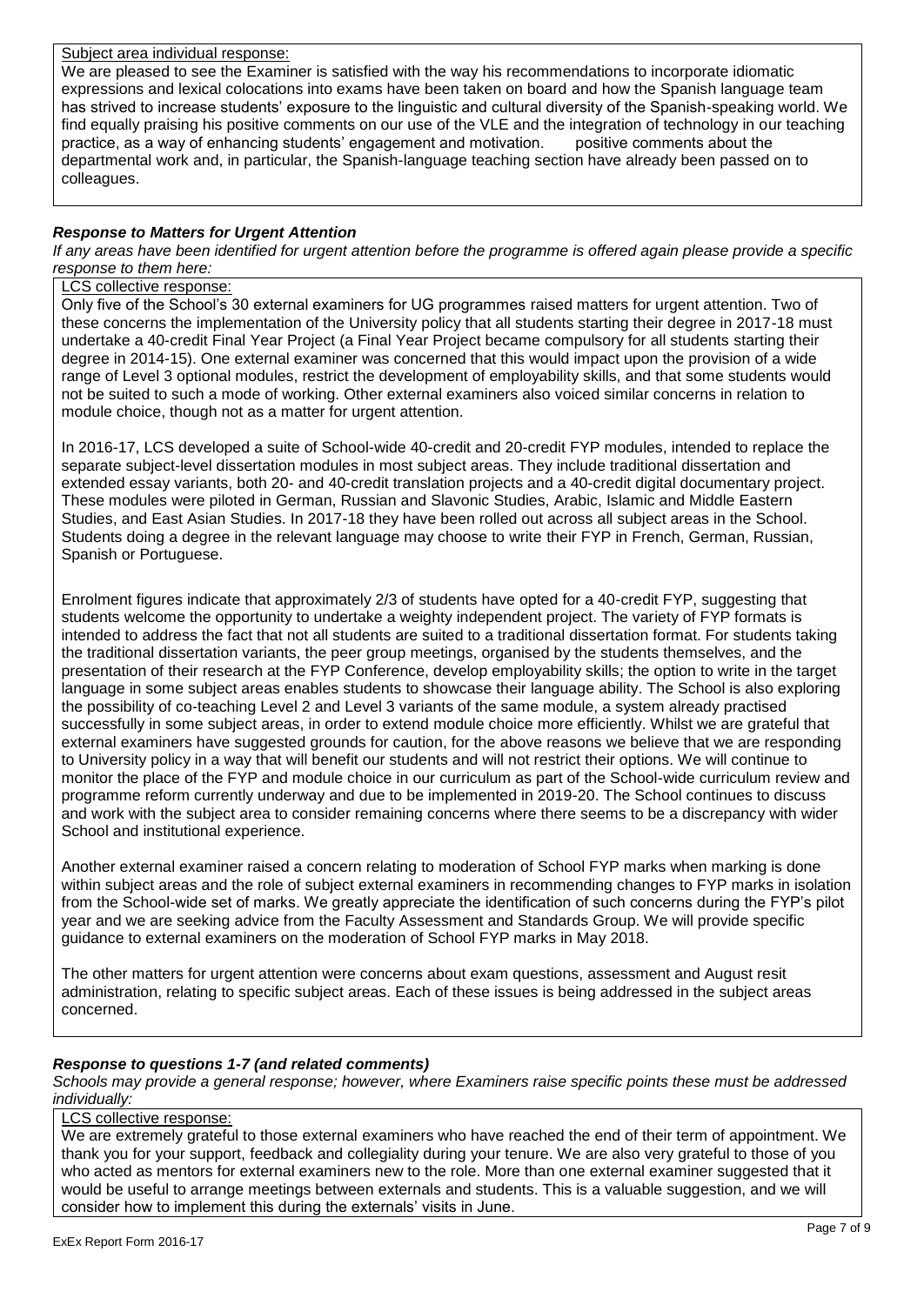Subject area individual response:

We are pleased to see the Examiner is satisfied with the way his recommendations to incorporate idiomatic expressions and lexical collocations into exams have been taken on board and how the Spanish language team has strived to increase students' exposure to the linguistic and cultural diversity of the Spanish-speaking world. We find equally praising his positive comments on our use of the VLE and the integration of technology in our teaching practice, as a way of enhancing students' engagement and motivation. positive comments about the departmental work and, in particular, the Spanish-language teaching section have already been passed on to colleagues.

### *Response to Matters for Urgent Attention*

*If any areas have been identified for urgent attention before the programme is offered again please provide a specific response to them here:*

LCS collective response:

Only five of the School's 30 external examiners for UG programmes raised matters for urgent attention. Two of these concerns the implementation of the University policy that all students starting their degree in 2017-18 must undertake a 40-credit Final Year Project (a Final Year Project became compulsory for all students starting their degree in 2014-15). One external examiner was concerned that this would impact upon the provision of a wide range of Level 3 optional modules, restrict the development of employability skills, and that some students would not be suited to such a mode of working. Other external examiners also voiced similar concerns in relation to module choice, though not as a matter for urgent attention.

In 2016-17, LCS developed a suite of School-wide 40-credit and 20-credit FYP modules, intended to replace the separate subject-level dissertation modules in most subject areas. They include traditional dissertation and extended essay variants, both 20- and 40-credit translation projects and a 40-credit digital documentary project. These modules were piloted in German, Russian and Slavonic Studies, Arabic, Islamic and Middle Eastern Studies, and East Asian Studies. In 2017-18 they have been rolled out across all subject areas in the School. Students doing a degree in the relevant language may choose to write their FYP in French, German, Russian, Spanish or Portuguese.

Enrolment figures indicate that approximately 2/3 of students have opted for a 40-credit FYP, suggesting that students welcome the opportunity to undertake a weighty independent project. The variety of FYP formats is intended to address the fact that not all students are suited to a traditional dissertation format. For students taking the traditional dissertation variants, the peer group meetings, organised by the students themselves, and the presentation of their research at the FYP Conference, develop employability skills; the option to write in the target language in some subject areas enables students to showcase their language ability. The School is also exploring the possibility of co-teaching Level 2 and Level 3 variants of the same module, a system already practised successfully in some subject areas, in order to extend module choice more efficiently. Whilst we are grateful that external examiners have suggested grounds for caution, for the above reasons we believe that we are responding to University policy in a way that will benefit our students and will not restrict their options. We will continue to monitor the place of the FYP and module choice in our curriculum as part of the School-wide curriculum review and programme reform currently underway and due to be implemented in 2019-20. The School continues to discuss and work with the subject area to consider remaining concerns where there seems to be a discrepancy with wider School and institutional experience.

Another external examiner raised a concern relating to moderation of School FYP marks when marking is done within subject areas and the role of subject external examiners in recommending changes to FYP marks in isolation from the School-wide set of marks. We greatly appreciate the identification of such concerns during the FYP's pilot year and we are seeking advice from the Faculty Assessment and Standards Group. We will provide specific guidance to external examiners on the moderation of School FYP marks in May 2018.

The other matters for urgent attention were concerns about exam questions, assessment and August resit administration, relating to specific subject areas. Each of these issues is being addressed in the subject areas concerned.

### *Response to questions 1-7 (and related comments)*

*Schools may provide a general response; however, where Examiners raise specific points these must be addressed individually:*

LCS collective response:

We are extremely grateful to those external examiners who have reached the end of their term of appointment. We thank you for your support, feedback and collegiality during your tenure. We are also very grateful to those of you who acted as mentors for external examiners new to the role. More than one external examiner suggested that it would be useful to arrange meetings between externals and students. This is a valuable suggestion, and we will consider how to implement this during the externals' visits in June.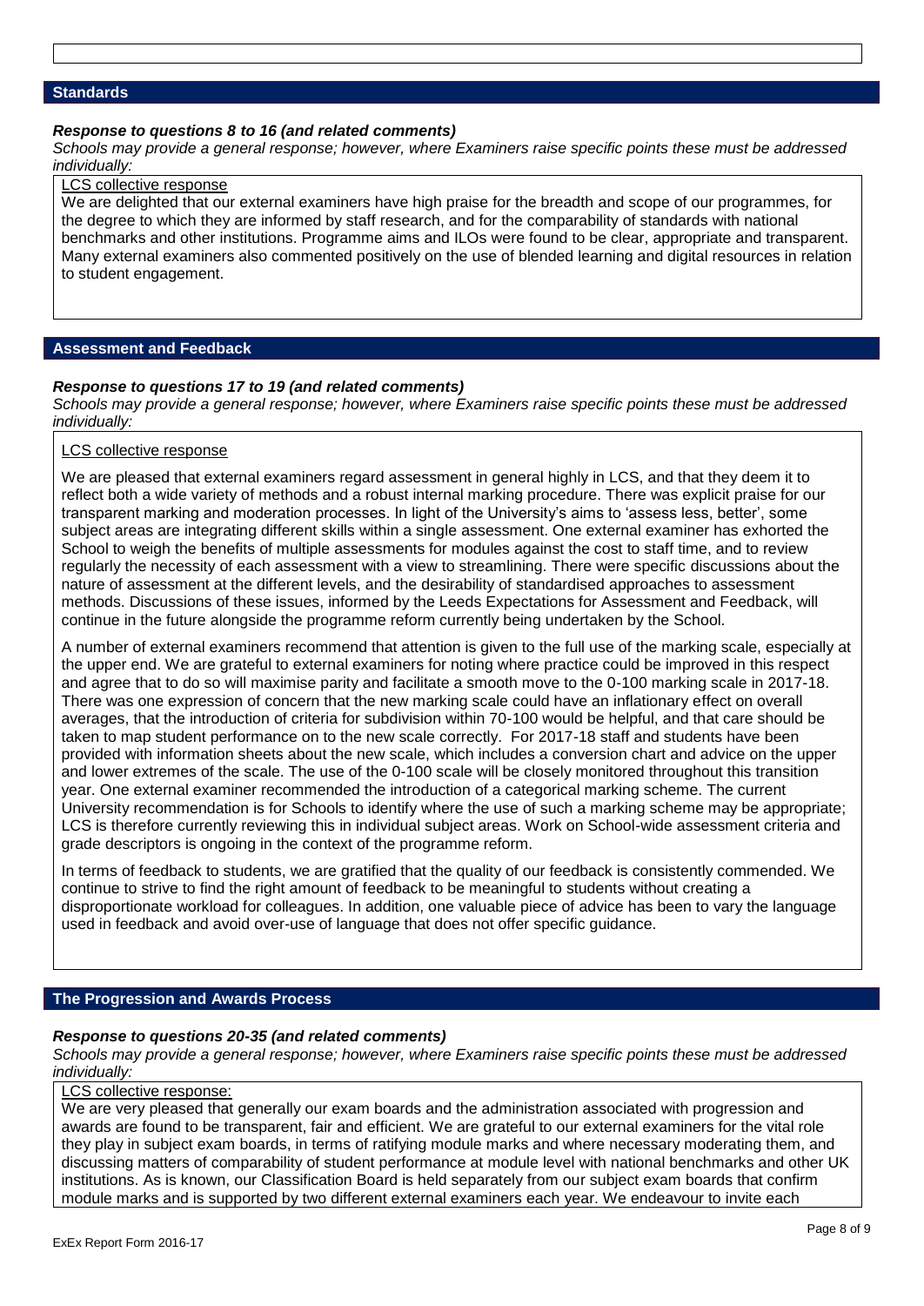## Standards

***Response to questions 8 to 16 (and related comments)***

*Schools may provide a general response; however, where Examiners raise specific points these must be addressed individually:*

LCS collective response

We are delighted that our external examiners have high praise for the breadth and scope of our programmes, for the degree to which they are informed by staff research, and for the comparability of standards with national benchmarks and other institutions. Programme aims and ILOs were found to be clear, appropriate and transparent. Many external examiners also commented positively on the use of blended learning and digital resources in relation to student engagement.

## Assessment and Feedback

***Response to questions 17 to 19 (and related comments)***

*Schools may provide a general response; however, where Examiners raise specific points these must be addressed individually:*

LCS collective response

We are pleased that external examiners regard assessment in general highly in LCS, and that they deem it to reflect both a wide variety of methods and a robust internal marking procedure. There was explicit praise for our transparent marking and moderation processes. In light of the University's aims to 'assess less, better', some subject areas are integrating different skills within a single assessment. One external examiner has exhorted the School to weigh the benefits of multiple assessments for modules against the cost to staff time, and to review regularly the necessity of each assessment with a view to streamlining. There were specific discussions about the nature of assessment at the different levels, and the desirability of standardised approaches to assessment methods. Discussions of these issues, informed by the Leeds Expectations for Assessment and Feedback, will continue in the future alongside the programme reform currently being undertaken by the School.

A number of external examiners recommend that attention is given to the full use of the marking scale, especially at the upper end. We are grateful to external examiners for noting where practice could be improved in this respect and agree that to do so will maximise parity and facilitate a smooth move to the 0-100 marking scale in 2017-18. There was one expression of concern that the new marking scale could have an inflationary effect on overall averages, that the introduction of criteria for subdivision within 70-100 would be helpful, and that care should be taken to map student performance on to the new scale correctly. For 2017-18 staff and students have been provided with information sheets about the new scale, which includes a conversion chart and advice on the upper and lower extremes of the scale. The use of the 0-100 scale will be closely monitored throughout this transition year. One external examiner recommended the introduction of a categorical marking scheme. The current University recommendation is for Schools to identify where the use of such a marking scheme may be appropriate; LCS is therefore currently reviewing this in individual subject areas. Work on School-wide assessment criteria and grade descriptors is ongoing in the context of the programme reform.

In terms of feedback to students, we are gratified that the quality of our feedback is consistently commended. We continue to strive to find the right amount of feedback to be meaningful to students without creating a disproportionate workload for colleagues. In addition, one valuable piece of advice has been to vary the language used in feedback and avoid over-use of language that does not offer specific guidance.

## The Progression and Awards Process

***Response to questions 20-35 (and related comments)***

*Schools may provide a general response; however, where Examiners raise specific points these must be addressed individually:*

LCS collective response:

We are very pleased that generally our exam boards and the administration associated with progression and awards are found to be transparent, fair and efficient. We are grateful to our external examiners for the vital role they play in subject exam boards, in terms of ratifying module marks and where necessary moderating them, and discussing matters of comparability of student performance at module level with national benchmarks and other UK institutions. As is known, our Classification Board is held separately from our subject exam boards that confirm module marks and is supported by two different external examiners each year. We endeavour to invite each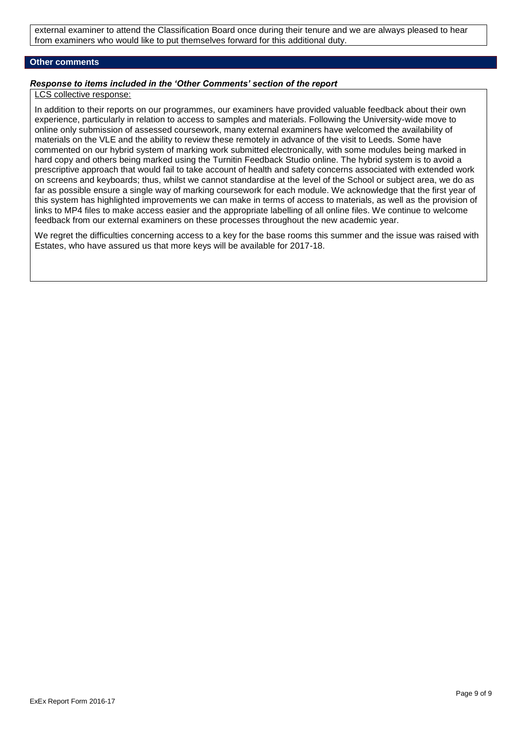external examiner to attend the Classification Board once during their tenure and we are always pleased to hear from examiners who would like to put themselves forward for this additional duty.

## Other comments

***Response to items included in the 'Other Comments' section of the report***

LCS collective response:

In addition to their reports on our programmes, our examiners have provided valuable feedback about their own experience, particularly in relation to access to samples and materials. Following the University-wide move to online only submission of assessed coursework, many external examiners have welcomed the availability of materials on the VLE and the ability to review these remotely in advance of the visit to Leeds. Some have commented on our hybrid system of marking work submitted electronically, with some modules being marked in hard copy and others being marked using the Turnitin Feedback Studio online. The hybrid system is to avoid a prescriptive approach that would fail to take account of health and safety concerns associated with extended work on screens and keyboards; thus, whilst we cannot standardise at the level of the School or subject area, we do as far as possible ensure a single way of marking coursework for each module. We acknowledge that the first year of this system has highlighted improvements we can make in terms of access to materials, as well as the provision of links to MP4 files to make access easier and the appropriate labelling of all online files. We continue to welcome feedback from our external examiners on these processes throughout the new academic year.

We regret the difficulties concerning access to a key for the base rooms this summer and the issue was raised with Estates, who have assured us that more keys will be available for 2017-18.